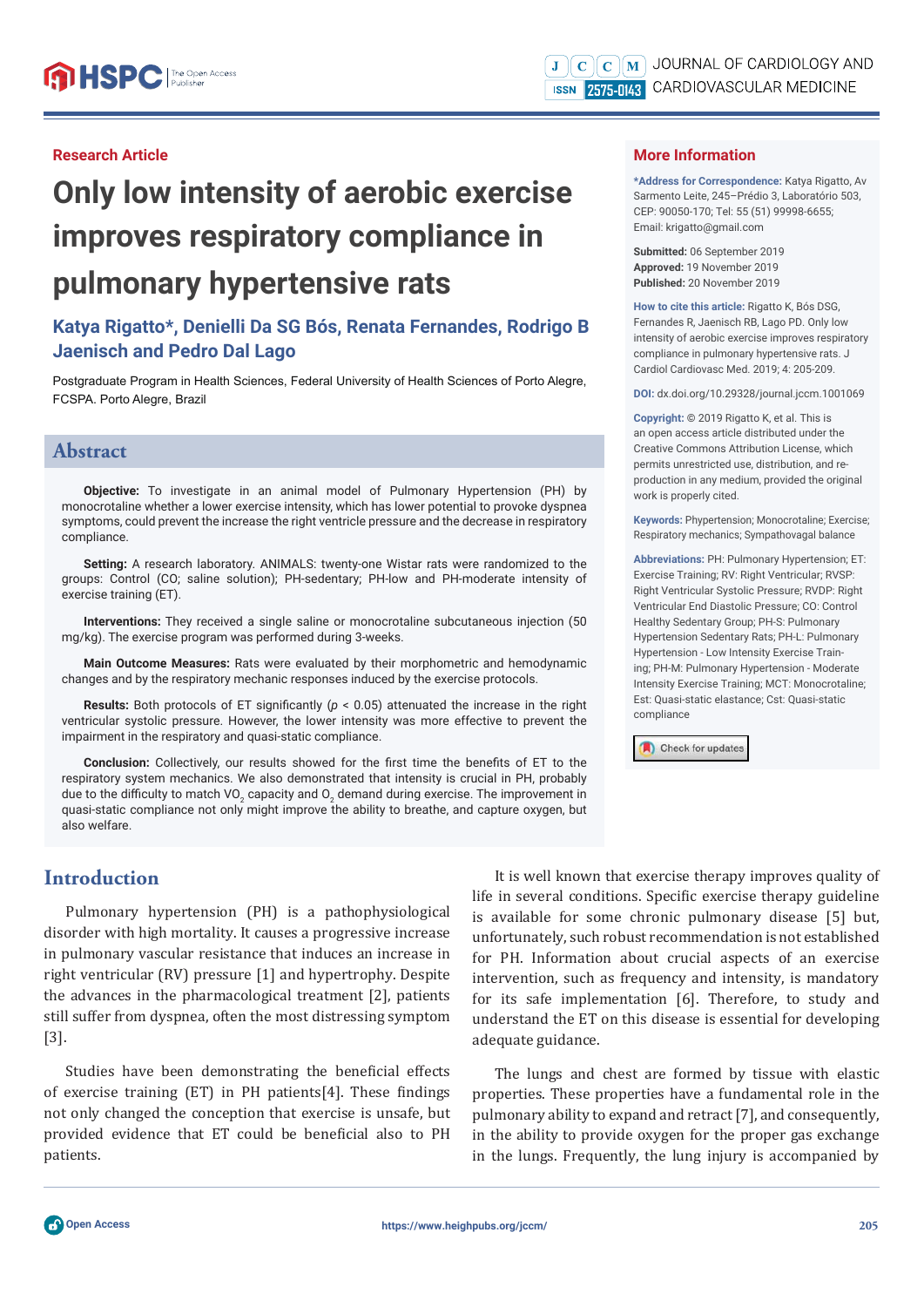Research Article

# Only low intensity of aerobic exercise improves respiratory compliance in pulmonary hypertensive rats

**Katya Rigatto*, Denielli Da SG Bós, Renata Fernandes, Rodrigo B Jaenisch and Pedro Dal Lago**

Postgraduate Program in Health Sciences, Federal University of Health Sciences of Porto Alegre, FCSPA. Porto Alegre, Brazil

## More Information

**\*Address for Correspondence:** Katya Rigatto, Av Sarmento Leite, 245–Prédio 3, Laboratório 503, CEP: 90050-170; Tel: 55 (51) 99998-6655; Email: krigatto@gmail.com

**Submitted:** 06 September 2019
**Approved:** 19 November 2019
**Published:** 20 November 2019

**How to cite this article:** Rigatto K, Bós DSG, Fernandes R, Jaenisch RB, Lago PD. Only low intensity of aerobic exercise improves respiratory compliance in pulmonary hypertensive rats. J Cardiol Cardiovasc Med. 2019; 4: 205-209.

**DOI:** dx.doi.org/10.29328/journal.jccm.1001069

**Copyright:** © 2019 Rigatto K, et al. This is an open access article distributed under the Creative Commons Attribution License, which permits unrestricted use, distribution, and reproduction in any medium, provided the original work is properly cited.

**Keywords:** Phypertension; Monocrotaline; Exercise; Respiratory mechanics; Sympathovagal balance

**Abbreviations:** PH: Pulmonary Hypertension; ET: Exercise Training; RV: Right Ventricular; RVSP: Right Ventricular Systolic Pressure; RVDP: Right Ventricular End Diastolic Pressure; CO: Control Healthy Sedentary Group; PH-S: Pulmonary Hypertension Sedentary Rats; PH-L: Pulmonary Hypertension - Low Intensity Exercise Training; PH-M: Pulmonary Hypertension - Moderate Intensity Exercise Training; MCT: Monocrotaline; Est: Quasi-static elastance; Cst: Quasi-static compliance

## Abstract

**Objective:** To investigate in an animal model of Pulmonary Hypertension (PH) by monocrotaline whether a lower exercise intensity, which has lower potential to provoke dyspnea symptoms, could prevent the increase the right ventricle pressure and the decrease in respiratory compliance.

**Setting:** A research laboratory. ANIMALS: twenty-one Wistar rats were randomized to the groups: Control (CO; saline solution); PH-sedentary; PH-low and PH-moderate intensity of exercise training (ET).

**Interventions:** They received a single saline or monocrotaline subcutaneous injection (50 mg/kg). The exercise program was performed during 3-weeks.

**Main Outcome Measures:** Rats were evaluated by their morphometric and hemodynamic changes and by the respiratory mechanic responses induced by the exercise protocols.

**Results:** Both protocols of ET significantly ($p < 0.05$) attenuated the increase in the right ventricular systolic pressure. However, the lower intensity was more effective to prevent the impairment in the respiratory and quasi-static compliance.

**Conclusion:** Collectively, our results showed for the first time the benefits of ET to the respiratory system mechanics. We also demonstrated that intensity is crucial in PH, probably due to the difficulty to match $VO_2$ capacity and $O_2$ demand during exercise. The improvement in quasi-static compliance not only might improve the ability to breathe, and capture oxygen, but also welfare.

## Introduction

Pulmonary hypertension (PH) is a pathophysiological disorder with high mortality. It causes a progressive increase in pulmonary vascular resistance that induces an increase in right ventricular (RV) pressure [1] and hypertrophy. Despite the advances in the pharmacological treatment [2], patients still suffer from dyspnea, often the most distressing symptom [3].

Studies have been demonstrating the beneficial effects of exercise training (ET) in PH patients[4]. These findings not only changed the conception that exercise is unsafe, but provided evidence that ET could be beneficial also to PH patients.

It is well known that exercise therapy improves quality of life in several conditions. Specific exercise therapy guideline is available for some chronic pulmonary disease [5] but, unfortunately, such robust recommendation is not established for PH. Information about crucial aspects of an exercise intervention, such as frequency and intensity, is mandatory for its safe implementation [6]. Therefore, to study and understand the ET on this disease is essential for developing adequate guidance.

The lungs and chest are formed by tissue with elastic properties. These properties have a fundamental role in the pulmonary ability to expand and retract [7], and consequently, in the ability to provide oxygen for the proper gas exchange in the lungs. Frequently, the lung injury is accompanied by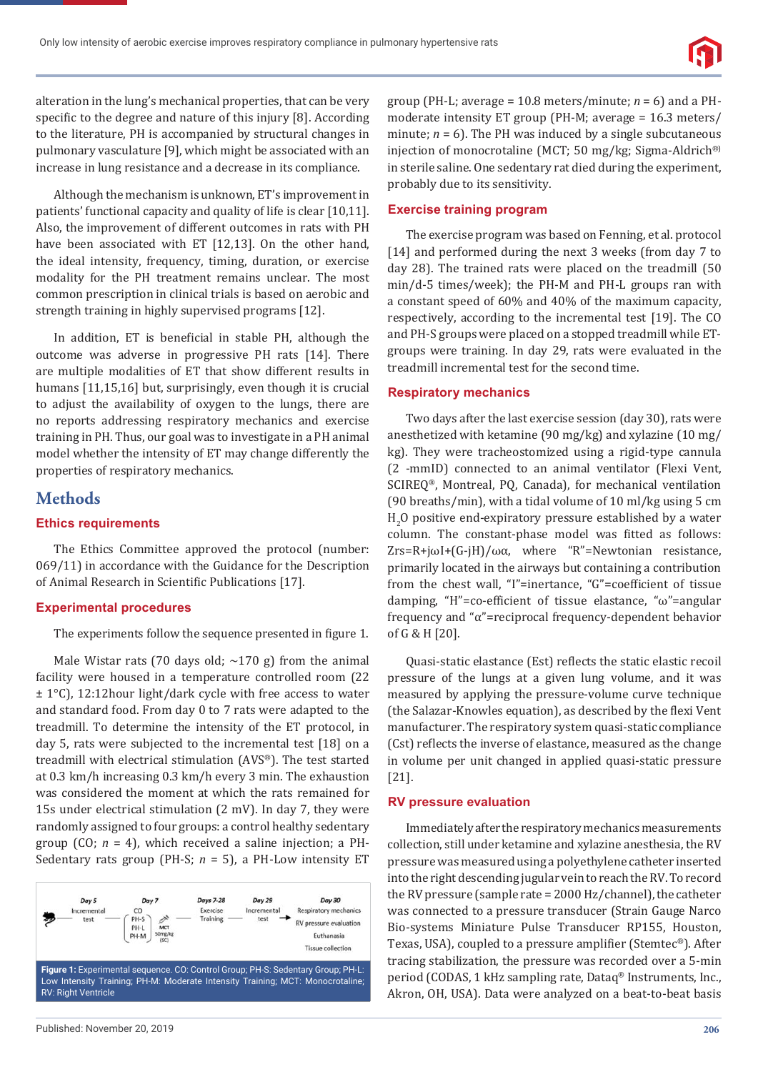alteration in the lung's mechanical properties, that can be very specific to the degree and nature of this injury [8]. According to the literature, PH is accompanied by structural changes in pulmonary vasculature [9], which might be associated with an increase in lung resistance and a decrease in its compliance.

Although the mechanism is unknown, ET's improvement in patients' functional capacity and quality of life is clear [10,11]. Also, the improvement of different outcomes in rats with PH have been associated with ET [12,13]. On the other hand, the ideal intensity, frequency, timing, duration, or exercise modality for the PH treatment remains unclear. The most common prescription in clinical trials is based on aerobic and strength training in highly supervised programs [12].

In addition, ET is beneficial in stable PH, although the outcome was adverse in progressive PH rats [14]. There are multiple modalities of ET that show different results in humans [11,15,16] but, surprisingly, even though it is crucial to adjust the availability of oxygen to the lungs, there are no reports addressing respiratory mechanics and exercise training in PH. Thus, our goal was to investigate in a PH animal model whether the intensity of ET may change differently the properties of respiratory mechanics.

# Methods

## Ethics requirements

The Ethics Committee approved the protocol (number: 069/11) in accordance with the Guidance for the Description of Animal Research in Scientific Publications [17].

## Experimental procedures

The experiments follow the sequence presented in figure 1.

Male Wistar rats (70 days old; ~170 g) from the animal facility were housed in a temperature controlled room (22 ± 1°C), 12:12hour light/dark cycle with free access to water and standard food. From day 0 to 7 rats were adapted to the treadmill. To determine the intensity of the ET protocol, in day 5, rats were subjected to the incremental test [18] on a treadmill with electrical stimulation (AVS®). The test started at 0.3 km/h increasing 0.3 km/h every 3 min. The exhaustion was considered the moment at which the rats remained for 15s under electrical stimulation (2 mV). In day 7, they were randomly assigned to four groups: a control healthy sedentary group (CO; *n* = 4), which received a saline injection; a PH-Sedentary rats group (PH-S; *n* = 5), a PH-Low intensity ET group (PH-L; average = 10.8 meters/minute; *n* = 6) and a PH-moderate intensity ET group (PH-M; average = 16.3 meters/minute; *n* = 6). The PH was induced by a single subcutaneous injection of monocrotaline (MCT; 50 mg/kg; Sigma-Aldrich®) in sterile saline. One sedentary rat died during the experiment, probably due to its sensitivity.

Day 5: Incremental test — Day 7: CO, PH-S, PH-L, PH-M; MCT 50mg/kg (SC) — Days 7-28: Exercise Training — Day 29: Incremental test — Day 30: Respiratory mechanics, RV pressure evaluation, Euthanasia, Tissue collection

**Figure 1:** Experimental sequence. CO: Control Group; PH-S: Sedentary Group; PH-L: Low Intensity Training; PH-M: Moderate Intensity Training; MCT: Monocrotaline; RV: Right Ventricle

## Exercise training program

The exercise program was based on Fenning, et al. protocol [14] and performed during the next 3 weeks (from day 7 to day 28). The trained rats were placed on the treadmill (50 min/d-5 times/week); the PH-M and PH-L groups ran with a constant speed of 60% and 40% of the maximum capacity, respectively, according to the incremental test [19]. The CO and PH-S groups were placed on a stopped treadmill while ET-groups were training. In day 29, rats were evaluated in the treadmill incremental test for the second time.

## Respiratory mechanics

Two days after the last exercise session (day 30), rats were anesthetized with ketamine (90 mg/kg) and xylazine (10 mg/kg). They were tracheostomized using a rigid-type cannula (2 -mmID) connected to an animal ventilator (Flexi Vent, SCIREQ®, Montreal, PQ, Canada), for mechanical ventilation (90 breaths/min), with a tidal volume of 10 ml/kg using 5 cm $H_2O$ positive end-expiratory pressure established by a water column. The constant-phase model was fitted as follows: $Zrs=R+j\omega I+(G-jH)/\omega\alpha$, where "R"=Newtonian resistance, primarily located in the airways but containing a contribution from the chest wall, "I"=inertance, "G"=coefficient of tissue damping, "H"=co-efficient of tissue elastance, "ω"=angular frequency and "α"=reciprocal frequency-dependent behavior of G & H [20].

Quasi-static elastance (Est) reflects the static elastic recoil pressure of the lungs at a given lung volume, and it was measured by applying the pressure-volume curve technique (the Salazar-Knowles equation), as described by the flexi Vent manufacturer. The respiratory system quasi-static compliance (Cst) reflects the inverse of elastance, measured as the change in volume per unit changed in applied quasi-static pressure [21].

## RV pressure evaluation

Immediately after the respiratory mechanics measurements collection, still under ketamine and xylazine anesthesia, the RV pressure was measured using a polyethylene catheter inserted into the right descending jugular vein to reach the RV. To record the RV pressure (sample rate = 2000 Hz/channel), the catheter was connected to a pressure transducer (Strain Gauge Narco Bio-systems Miniature Pulse Transducer RP155, Houston, Texas, USA), coupled to a pressure amplifier (Stemtec®). After tracing stabilization, the pressure was recorded over a 5-min period (CODAS, 1 kHz sampling rate, Dataq® Instruments, Inc., Akron, OH, USA). Data were analyzed on a beat-to-beat basis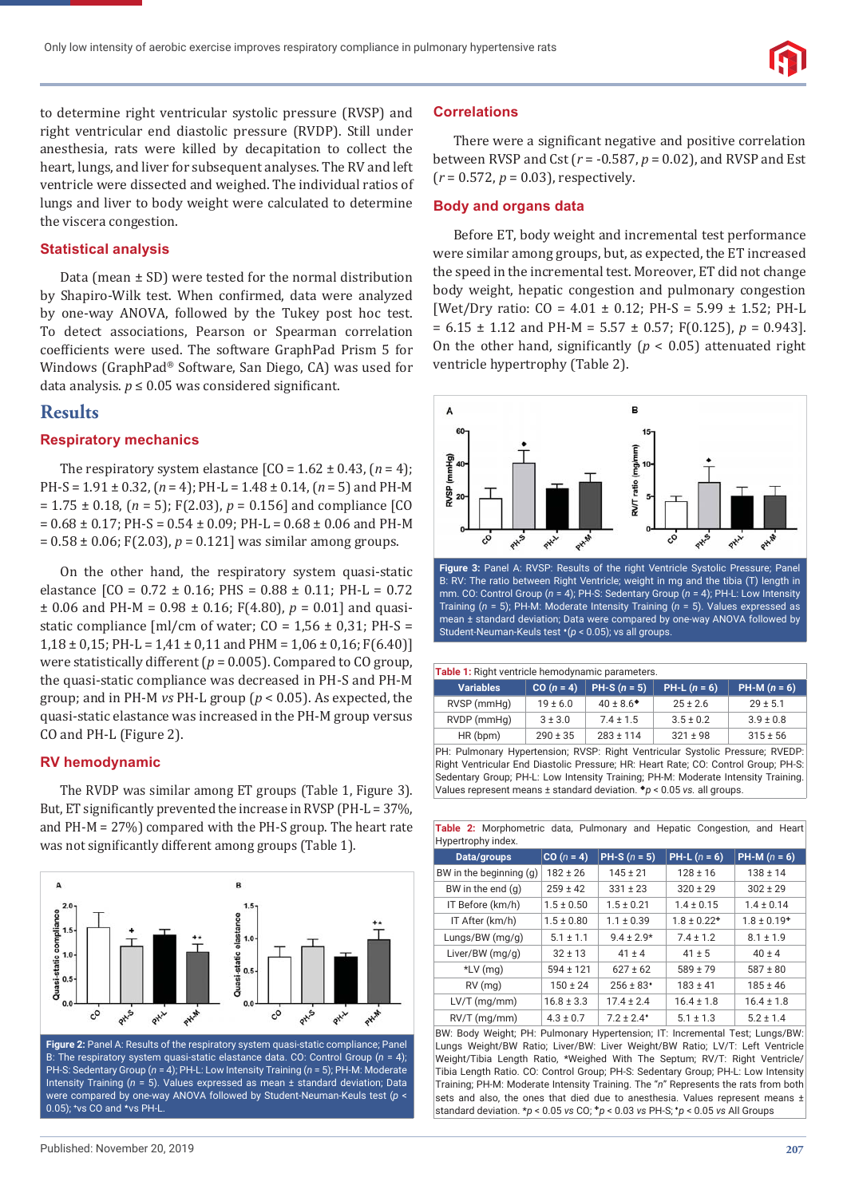to determine right ventricular systolic pressure (RVSP) and right ventricular end diastolic pressure (RVDP). Still under anesthesia, rats were killed by decapitation to collect the heart, lungs, and liver for subsequent analyses. The RV and left ventricle were dissected and weighed. The individual ratios of lungs and liver to body weight were calculated to determine the viscera congestion.

### Statistical analysis

Data (mean ± SD) were tested for the normal distribution by Shapiro-Wilk test. When confirmed, data were analyzed by one-way ANOVA, followed by the Tukey post hoc test. To detect associations, Pearson or Spearman correlation coefficients were used. The software GraphPad Prism 5 for Windows (GraphPad® Software, San Diego, CA) was used for data analysis. $p \leq 0.05$ was considered significant.

## Results

### Respiratory mechanics

The respiratory system elastance [CO = 1.62 ± 0.43, ($n$ = 4); PH-S = 1.91 ± 0.32, ($n$ = 4); PH-L = 1.48 ± 0.14, ($n$ = 5) and PH-M = 1.75 ± 0.18, ($n$ = 5); F(2.03), $p$ = 0.156] and compliance [CO = 0.68 ± 0.17; PH-S = 0.54 ± 0.09; PH-L = 0.68 ± 0.06 and PH-M = 0.58 ± 0.06; F(2.03), $p$ = 0.121] was similar among groups.

On the other hand, the respiratory system quasi-static elastance [CO = 0.72 ± 0.16; PHS = 0.88 ± 0.11; PH-L = 0.72 ± 0.06 and PH-M = 0.98 ± 0.16; F(4.80), $p$ = 0.01] and quasi-static compliance [ml/cm of water; CO = 1,56 ± 0,31; PH-S = 1,18 ± 0,15; PH-L = 1,41 ± 0,11 and PHM = 1,06 ± 0,16; F(6.40)] were statistically different ($p$ = 0.005). Compared to CO group, the quasi-static compliance was decreased in PH-S and PH-M group; and in PH-M *vs* PH-L group ($p$ < 0.05). As expected, the quasi-static elastance was increased in the PH-M group versus CO and PH-L (Figure 2).

### RV hemodynamic

The RVDP was similar among ET groups (Table 1, Figure 3). But, ET significantly prevented the increase in RVSP (PH-L = 37%, and PH-M = 27%) compared with the PH-S group. The heart rate was not significantly different among groups (Table 1).

**Figure 2:** Panel A: Results of the respiratory system quasi-static compliance; Panel B: The respiratory system quasi-static elastance data. CO: Control Group ($n$ = 4); PH-S: Sedentary Group ($n$ = 4); PH-L: Low Intensity Training ($n$ = 5); PH-M: Moderate Intensity Training ($n$ = 5). Values expressed as mean ± standard deviation; Data were compared by one-way ANOVA followed by Student-Neuman-Keuls test ($p$ < 0.05); *vs CO and *vs PH-L.

### Correlations

There were a significant negative and positive correlation between RVSP and Cst ($r$ = -0.587, $p$ = 0.02), and RVSP and Est ($r$ = 0.572, $p$ = 0.03), respectively.

### Body and organs data

Before ET, body weight and incremental test performance were similar among groups, but, as expected, the ET increased the speed in the incremental test. Moreover, ET did not change body weight, hepatic congestion and pulmonary congestion [Wet/Dry ratio: CO = 4.01 ± 0.12; PH-S = 5.99 ± 1.52; PH-L = 6.15 ± 1.12 and PH-M = 5.57 ± 0.57; F(0.125), $p$ = 0.943]. On the other hand, significantly ($p$ < 0.05) attenuated right ventricle hypertrophy (Table 2).

**Figure 3:** Panel A: RVSP: Results of the right Ventricle Systolic Pressure; Panel B: RV: The ratio between Right Ventricle; weight in mg and the tibia (T) length in mm. CO: Control Group ($n$ = 4); PH-S: Sedentary Group ($n$ = 4); PH-L: Low Intensity Training ($n$ = 5); PH-M: Moderate Intensity Training ($n$ = 5). Values expressed as mean ± standard deviation; Data were compared by one-way ANOVA followed by Student-Neuman-Keuls test ⁺($p$ < 0.05); vs all groups.

**Table 1:** Right ventricle hemodynamic parameters.

| Variables | CO ($n$ = 4) | PH-S ($n$ = 5) | PH-L ($n$ = 6) | PH-M ($n$ = 6) |
|---|---|---|---|---|
| RVSP (mmHg) | 19 ± 6.0 | 40 ± 8.6⁺ | 25 ± 2.6 | 29 ± 5.1 |
| RVDP (mmHg) | 3 ± 3.0 | 7.4 ± 1.5 | 3.5 ± 0.2 | 3.9 ± 0.8 |
| HR (bpm) | 290 ± 35 | 283 ± 114 | 321 ± 98 | 315 ± 56 |

PH: Pulmonary Hypertension; RVSP: Right Ventricular Systolic Pressure; RVEDP: Right Ventricular End Diastolic Pressure; HR: Heart Rate; CO: Control Group; PH-S: Sedentary Group; PH-L: Low Intensity Training; PH-M: Moderate Intensity Training. Values represent means ± standard deviation. ⁺$p$ < 0.05 *vs.* all groups.

**Table 2:** Morphometric data, Pulmonary and Hepatic Congestion, and Heart Hypertrophy index.

| Data/groups | CO ($n$ = 4) | PH-S ($n$ = 5) | PH-L ($n$ = 6) | PH-M ($n$ = 6) |
|---|---|---|---|---|
| BW in the beginning (g) | 182 ± 26 | 145 ± 21 | 128 ± 16 | 138 ± 14 |
| BW in the end (g) | 259 ± 42 | 331 ± 23 | 320 ± 29 | 302 ± 29 |
| IT Before (km/h) | 1.5 ± 0.50 | 1.5 ± 0.21 | 1.4 ± 0.15 | 1.4 ± 0.14 |
| IT After (km/h) | 1.5 ± 0.80 | 1.1 ± 0.39 | 1.8 ± 0.22⁺ | 1.8 ± 0.19⁺ |
| Lungs/BW (mg/g) | 5.1 ± 1.1 | 9.4 ± 2.9* | 7.4 ± 1.2 | 8.1 ± 1.9 |
| Liver/BW (mg/g) | 32 ± 13 | 41 ± 4 | 41 ± 5 | 40 ± 4 |
| *LV (mg) | 594 ± 121 | 627 ± 62 | 589 ± 79 | 587 ± 80 |
| RV (mg) | 150 ± 24 | 256 ± 83⁺ | 183 ± 41 | 185 ± 46 |
| LV/T (mg/mm) | 16.8 ± 3.3 | 17.4 ± 2.4 | 16.4 ± 1.8 | 16.4 ± 1.8 |
| RV/T (mg/mm) | 4.3 ± 0.7 | 7.2 ± 2.4⁺ | 5.1 ± 1.3 | 5.2 ± 1.4 |

BW: Body Weight; PH: Pulmonary Hypertension; IT: Incremental Test; Lungs/BW: Lungs Weight/BW Ratio; Liver/BW: Liver Weight/BW Ratio; LV/T: Left Ventricle Weight/Tibia Length Ratio, *Weighed With The Septum; RV/T: Right Ventricle/Tibia Length Ratio. CO: Control Group; PH-S: Sedentary Group; PH-L: Low Intensity Training; PH-M: Moderate Intensity Training. The "$n$" Represents the rats from both sets and also, the ones that died due to anesthesia. Values represent means ± standard deviation. *$p$ < 0.05 *vs* CO; ⁺$p$ < 0.03 *vs* PH-S; ⁺$p$ < 0.05 *vs* All Groups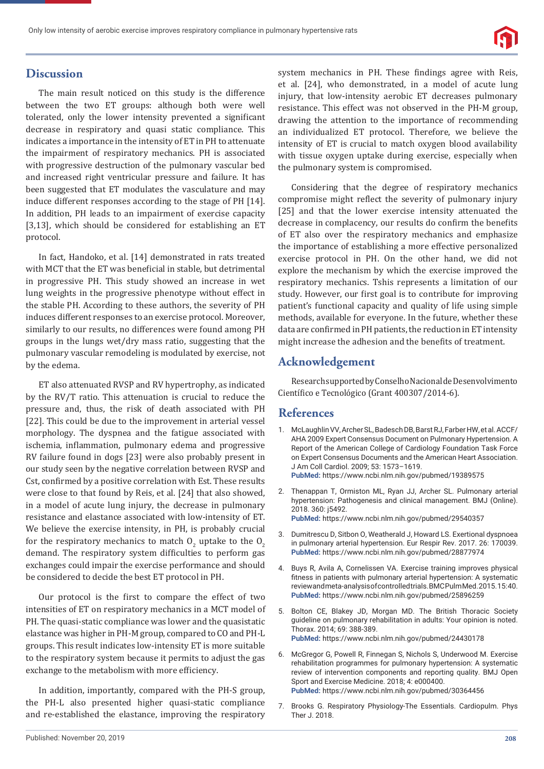## Discussion

The main result noticed on this study is the difference between the two ET groups: although both were well tolerated, only the lower intensity prevented a significant decrease in respiratory and quasi static compliance. This indicates a importance in the intensity of ET in PH to attenuate the impairment of respiratory mechanics. PH is associated with progressive destruction of the pulmonary vascular bed and increased right ventricular pressure and failure. It has been suggested that ET modulates the vasculature and may induce different responses according to the stage of PH [14]. In addition, PH leads to an impairment of exercise capacity [3,13], which should be considered for establishing an ET protocol.

In fact, Handoko, et al. [14] demonstrated in rats treated with MCT that the ET was beneficial in stable, but detrimental in progressive PH. This study showed an increase in wet lung weights in the progressive phenotype without effect in the stable PH. According to these authors, the severity of PH induces different responses to an exercise protocol. Moreover, similarly to our results, no differences were found among PH groups in the lungs wet/dry mass ratio, suggesting that the pulmonary vascular remodeling is modulated by exercise, not by the edema.

ET also attenuated RVSP and RV hypertrophy, as indicated by the RV/T ratio. This attenuation is crucial to reduce the pressure and, thus, the risk of death associated with PH [22]. This could be due to the improvement in arterial vessel morphology. The dyspnea and the fatigue associated with ischemia, inflammation, pulmonary edema and progressive RV failure found in dogs [23] were also probably present in our study seen by the negative correlation between RVSP and Cst, confirmed by a positive correlation with Est. These results were close to that found by Reis, et al. [24] that also showed, in a model of acute lung injury, the decrease in pulmonary resistance and elastance associated with low-intensity of ET. We believe the exercise intensity, in PH, is probably crucial for the respiratory mechanics to match $O_2$ uptake to the $O_2$ demand. The respiratory system difficulties to perform gas exchanges could impair the exercise performance and should be considered to decide the best ET protocol in PH.

Our protocol is the first to compare the effect of two intensities of ET on respiratory mechanics in a MCT model of PH. The quasi-static compliance was lower and the quasistatic elastance was higher in PH-M group, compared to CO and PH-L groups. This result indicates low-intensity ET is more suitable to the respiratory system because it permits to adjust the gas exchange to the metabolism with more efficiency.

In addition, importantly, compared with the PH-S group, the PH-L also presented higher quasi-static compliance and re-established the elastance, improving the respiratory system mechanics in PH. These findings agree with Reis, et al. [24], who demonstrated, in a model of acute lung injury, that low-intensity aerobic ET decreases pulmonary resistance. This effect was not observed in the PH-M group, drawing the attention to the importance of recommending an individualized ET protocol. Therefore, we believe the intensity of ET is crucial to match oxygen blood availability with tissue oxygen uptake during exercise, especially when the pulmonary system is compromised.

Considering that the degree of respiratory mechanics compromise might reflect the severity of pulmonary injury [25] and that the lower exercise intensity attenuated the decrease in complacency, our results do confirm the benefits of ET also over the respiratory mechanics and emphasize the importance of establishing a more effective personalized exercise protocol in PH. On the other hand, we did not explore the mechanism by which the exercise improved the respiratory mechanics. Tshis represents a limitation of our study. However, our first goal is to contribute for improving patient's functional capacity and quality of life using simple methods, available for everyone. In the future, whether these data are confirmed in PH patients, the reduction in ET intensity might increase the adhesion and the benefits of treatment.

## Acknowledgement

Research supported by Conselho Nacional de Desenvolvimento Científico e Tecnológico (Grant 400307/2014-6).

## References

1. McLaughlin VV, Archer SL, Badesch DB, Barst RJ, Farber HW, et al. ACCF/AHA 2009 Expert Consensus Document on Pulmonary Hypertension. A Report of the American College of Cardiology Foundation Task Force on Expert Consensus Documents and the American Heart Association. J Am Coll Cardiol. 2009; 53: 1573–1619. **PubMed:** https://www.ncbi.nlm.nih.gov/pubmed/19389575

2. Thenappan T, Ormiston ML, Ryan JJ, Archer SL. Pulmonary arterial hypertension: Pathogenesis and clinical management. BMJ (Online). 2018. 360: j5492. **PubMed:** https://www.ncbi.nlm.nih.gov/pubmed/29540357

3. Dumitrescu D, Sitbon O, Weatherald J, Howard LS. Exertional dyspnoea in pulmonary arterial hypertension. Eur Respir Rev. 2017. 26: 170039. **PubMed:** https://www.ncbi.nlm.nih.gov/pubmed/28877974

4. Buys R, Avila A, Cornelissen VA. Exercise training improves physical fitness in patients with pulmonary arterial hypertension: A systematic review and meta-analysis of controlled trials. BMC Pulm Med. 2015. 15:40. **PubMed:** https://www.ncbi.nlm.nih.gov/pubmed/25896259

5. Bolton CE, Blakey JD, Morgan MD. The British Thoracic Society guideline on pulmonary rehabilitation in adults: Your opinion is noted. Thorax. 2014; 69: 388-389. **PubMed:** https://www.ncbi.nlm.nih.gov/pubmed/24430178

6. McGregor G, Powell R, Finnegan S, Nichols S, Underwood M. Exercise rehabilitation programmes for pulmonary hypertension: A systematic review of intervention components and reporting quality. BMJ Open Sport and Exercise Medicine. 2018; 4: e000400. **PubMed:** https://www.ncbi.nlm.nih.gov/pubmed/30364456

7. Brooks G. Respiratory Physiology-The Essentials. Cardiopulm. Phys Ther J. 2018.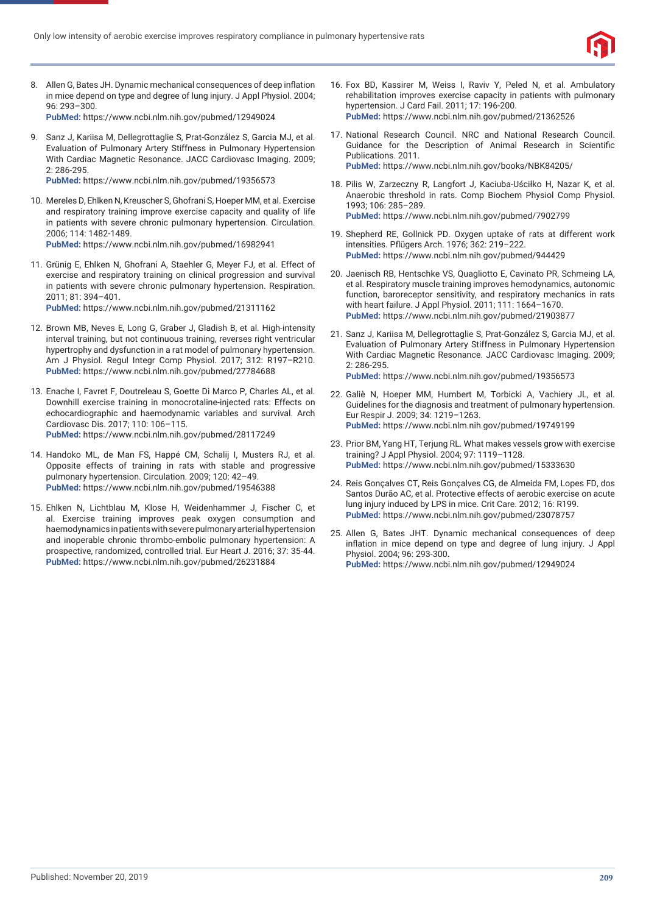8. Allen G, Bates JH. Dynamic mechanical consequences of deep inflation in mice depend on type and degree of lung injury. J Appl Physiol. 2004; 96: 293–300.
   **PubMed:** https://www.ncbi.nlm.nih.gov/pubmed/12949024

9. Sanz J, Kariisa M, Dellegrottaglie S, Prat-González S, Garcia MJ, et al. Evaluation of Pulmonary Artery Stiffness in Pulmonary Hypertension With Cardiac Magnetic Resonance. JACC Cardiovasc Imaging. 2009; 2: 286-295.
   **PubMed:** https://www.ncbi.nlm.nih.gov/pubmed/19356573

10. Mereles D, Ehlken N, Kreuscher S, Ghofrani S, Hoeper MM, et al. Exercise and respiratory training improve exercise capacity and quality of life in patients with severe chronic pulmonary hypertension. Circulation. 2006; 114: 1482-1489.
    **PubMed:** https://www.ncbi.nlm.nih.gov/pubmed/16982941

11. Grünig E, Ehlken N, Ghofrani A, Staehler G, Meyer FJ, et al. Effect of exercise and respiratory training on clinical progression and survival in patients with severe chronic pulmonary hypertension. Respiration. 2011; 81: 394–401.
    **PubMed:** https://www.ncbi.nlm.nih.gov/pubmed/21311162

12. Brown MB, Neves E, Long G, Graber J, Gladish B, et al. High-intensity interval training, but not continuous training, reverses right ventricular hypertrophy and dysfunction in a rat model of pulmonary hypertension. Am J Physiol. Regul Integr Comp Physiol. 2017; 312: R197–R210.
    **PubMed:** https://www.ncbi.nlm.nih.gov/pubmed/27784688

13. Enache I, Favret F, Doutreleau S, Goette Di Marco P, Charles AL, et al. Downhill exercise training in monocrotaline-injected rats: Effects on echocardiographic and haemodynamic variables and survival. Arch Cardiovasc Dis. 2017; 110: 106–115.
    **PubMed:** https://www.ncbi.nlm.nih.gov/pubmed/28117249

14. Handoko ML, de Man FS, Happé CM, Schalij I, Musters RJ, et al. Opposite effects of training in rats with stable and progressive pulmonary hypertension. Circulation. 2009; 120: 42–49.
    **PubMed:** https://www.ncbi.nlm.nih.gov/pubmed/19546388

15. Ehlken N, Lichtblau M, Klose H, Weidenhammer J, Fischer C, et al. Exercise training improves peak oxygen consumption and haemodynamics in patients with severe pulmonary arterial hypertension and inoperable chronic thrombo-embolic pulmonary hypertension: A prospective, randomized, controlled trial. Eur Heart J. 2016; 37: 35-44.
    **PubMed:** https://www.ncbi.nlm.nih.gov/pubmed/26231884

16. Fox BD, Kassirer M, Weiss I, Raviv Y, Peled N, et al. Ambulatory rehabilitation improves exercise capacity in patients with pulmonary hypertension. J Card Fail. 2011; 17: 196-200.
    **PubMed:** https://www.ncbi.nlm.nih.gov/pubmed/21362526

17. National Research Council. NRC and National Research Council. Guidance for the Description of Animal Research in Scientific Publications. 2011.
    **PubMed:** https://www.ncbi.nlm.nih.gov/books/NBK84205/

18. Pilis W, Zarzeczny R, Langfort J, Kaciuba-Uściłko H, Nazar K, et al. Anaerobic threshold in rats. Comp Biochem Physiol Comp Physiol. 1993; 106: 285–289.
    **PubMed:** https://www.ncbi.nlm.nih.gov/pubmed/7902799

19. Shepherd RE, Gollnick PD. Oxygen uptake of rats at different work intensities. Pflügers Arch. 1976; 362: 219–222.
    **PubMed:** https://www.ncbi.nlm.nih.gov/pubmed/944429

20. Jaenisch RB, Hentschke VS, Quagliotto E, Cavinato PR, Schmeing LA, et al. Respiratory muscle training improves hemodynamics, autonomic function, baroreceptor sensitivity, and respiratory mechanics in rats with heart failure. J Appl Physiol. 2011; 111: 1664–1670.
    **PubMed:** https://www.ncbi.nlm.nih.gov/pubmed/21903877

21. Sanz J, Kariisa M, Dellegrottaglie S, Prat-González S, Garcia MJ, et al. Evaluation of Pulmonary Artery Stiffness in Pulmonary Hypertension With Cardiac Magnetic Resonance. JACC Cardiovasc Imaging. 2009; 2: 286-295.
    **PubMed:** https://www.ncbi.nlm.nih.gov/pubmed/19356573

22. Galiè N, Hoeper MM, Humbert M, Torbicki A, Vachiery JL, et al. Guidelines for the diagnosis and treatment of pulmonary hypertension. Eur Respir J. 2009; 34: 1219–1263.
    **PubMed:** https://www.ncbi.nlm.nih.gov/pubmed/19749199

23. Prior BM, Yang HT, Terjung RL. What makes vessels grow with exercise training? J Appl Physiol. 2004; 97: 1119–1128.
    **PubMed:** https://www.ncbi.nlm.nih.gov/pubmed/15333630

24. Reis Gonçalves CT, Reis Gonçalves CG, de Almeida FM, Lopes FD, dos Santos Durão AC, et al. Protective effects of aerobic exercise on acute lung injury induced by LPS in mice. Crit Care. 2012; 16: R199.
    **PubMed:** https://www.ncbi.nlm.nih.gov/pubmed/23078757

25. Allen G, Bates JHT. Dynamic mechanical consequences of deep inflation in mice depend on type and degree of lung injury. J Appl Physiol. 2004; 96: 293-300.
    **PubMed:** https://www.ncbi.nlm.nih.gov/pubmed/12949024